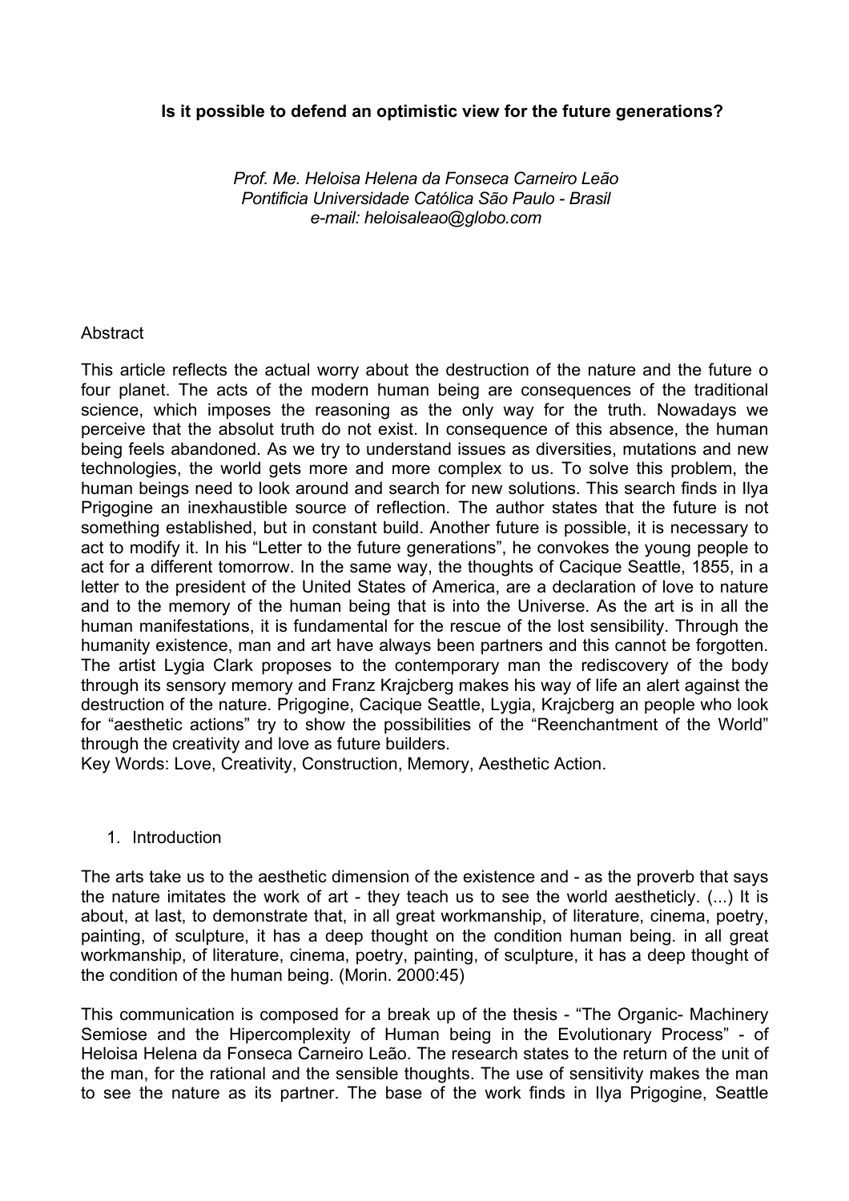**Is it possible to defend an optimistic view for the future generations?**

*Prof. Me. Heloisa Helena da Fonseca Carneiro Leão*
*Pontificia Universidade Católica São Paulo - Brasil*
*e-mail: heloisaleao@globo.com*

Abstract

This article reflects the actual worry about the destruction of the nature and the future o four planet. The acts of the modern human being are consequences of the traditional science, which imposes the reasoning as the only way for the truth. Nowadays we perceive that the absolut truth do not exist. In consequence of this absence, the human being feels abandoned. As we try to understand issues as diversities, mutations and new technologies, the world gets more and more complex to us. To solve this problem, the human beings need to look around and search for new solutions. This search finds in Ilya Prigogine an inexhaustible source of reflection. The author states that the future is not something established, but in constant build. Another future is possible, it is necessary to act to modify it. In his "Letter to the future generations", he convokes the young people to act for a different tomorrow. In the same way, the thoughts of Cacique Seattle, 1855, in a letter to the president of the United States of America, are a declaration of love to nature and to the memory of the human being that is into the Universe. As the art is in all the human manifestations, it is fundamental for the rescue of the lost sensibility. Through the humanity existence, man and art have always been partners and this cannot be forgotten. The artist Lygia Clark proposes to the contemporary man the rediscovery of the body through its sensory memory and Franz Krajcberg makes his way of life an alert against the destruction of the nature. Prigogine, Cacique Seattle, Lygia, Krajcberg an people who look for "aesthetic actions" try to show the possibilities of the "Reenchantment of the World" through the creativity and love as future builders.
Key Words: Love, Creativity, Construction, Memory, Aesthetic Action.

1. Introduction

The arts take us to the aesthetic dimension of the existence and - as the proverb that says the nature imitates the work of art - they teach us to see the world aestheticly. (...) It is about, at last, to demonstrate that, in all great workmanship, of literature, cinema, poetry, painting, of sculpture, it has a deep thought on the condition human being. in all great workmanship, of literature, cinema, poetry, painting, of sculpture, it has a deep thought of the condition of the human being. (Morin. 2000:45)

This communication is composed for a break up of the thesis - "The Organic- Machinery Semiose and the Hipercomplexity of Human being in the Evolutionary Process" - of Heloisa Helena da Fonseca Carneiro Leão. The research states to the return of the unit of the man, for the rational and the sensible thoughts. The use of sensitivity makes the man to see the nature as its partner. The base of the work finds in Ilya Prigogine, Seattle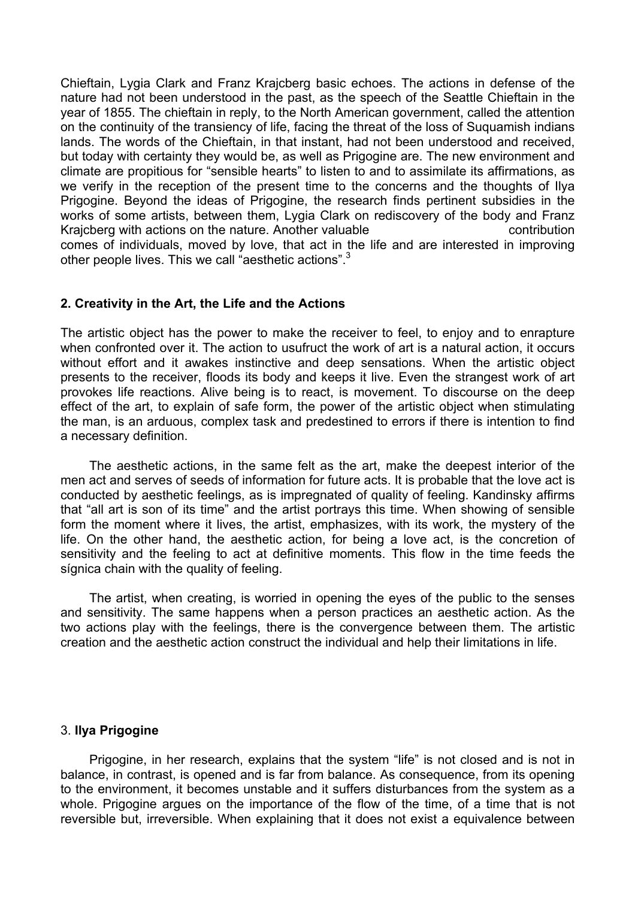Chieftain, Lygia Clark and Franz Krajcberg basic echoes. The actions in defense of the nature had not been understood in the past, as the speech of the Seattle Chieftain in the year of 1855. The chieftain in reply, to the North American government, called the attention on the continuity of the transiency of life, facing the threat of the loss of Suquamish indians lands. The words of the Chieftain, in that instant, had not been understood and received, but today with certainty they would be, as well as Prigogine are. The new environment and climate are propitious for "sensible hearts" to listen to and to assimilate its affirmations, as we verify in the reception of the present time to the concerns and the thoughts of Ilya Prigogine. Beyond the ideas of Prigogine, the research finds pertinent subsidies in the works of some artists, between them, Lygia Clark on rediscovery of the body and Franz Krajcberg with actions on the nature. Another valuable contribution comes of individuals, moved by love, that act in the life and are interested in improving other people lives. This we call "aesthetic actions".[3]

## 2. Creativity in the Art, the Life and the Actions

The artistic object has the power to make the receiver to feel, to enjoy and to enrapture when confronted over it. The action to usufruct the work of art is a natural action, it occurs without effort and it awakes instinctive and deep sensations. When the artistic object presents to the receiver, floods its body and keeps it live. Even the strangest work of art provokes life reactions. Alive being is to react, is movement. To discourse on the deep effect of the art, to explain of safe form, the power of the artistic object when stimulating the man, is an arduous, complex task and predestined to errors if there is intention to find a necessary definition.

The aesthetic actions, in the same felt as the art, make the deepest interior of the men act and serves of seeds of information for future acts. It is probable that the love act is conducted by aesthetic feelings, as is impregnated of quality of feeling. Kandinsky affirms that "all art is son of its time" and the artist portrays this time. When showing of sensible form the moment where it lives, the artist, emphasizes, with its work, the mystery of the life. On the other hand, the aesthetic action, for being a love act, is the concretion of sensitivity and the feeling to act at definitive moments. This flow in the time feeds the sígnica chain with the quality of feeling.

The artist, when creating, is worried in opening the eyes of the public to the senses and sensitivity. The same happens when a person practices an aesthetic action. As the two actions play with the feelings, there is the convergence between them. The artistic creation and the aesthetic action construct the individual and help their limitations in life.

## 3. Ilya Prigogine

Prigogine, in her research, explains that the system "life" is not closed and is not in balance, in contrast, is opened and is far from balance. As consequence, from its opening to the environment, it becomes unstable and it suffers disturbances from the system as a whole. Prigogine argues on the importance of the flow of the time, of a time that is not reversible but, irreversible. When explaining that it does not exist a equivalence between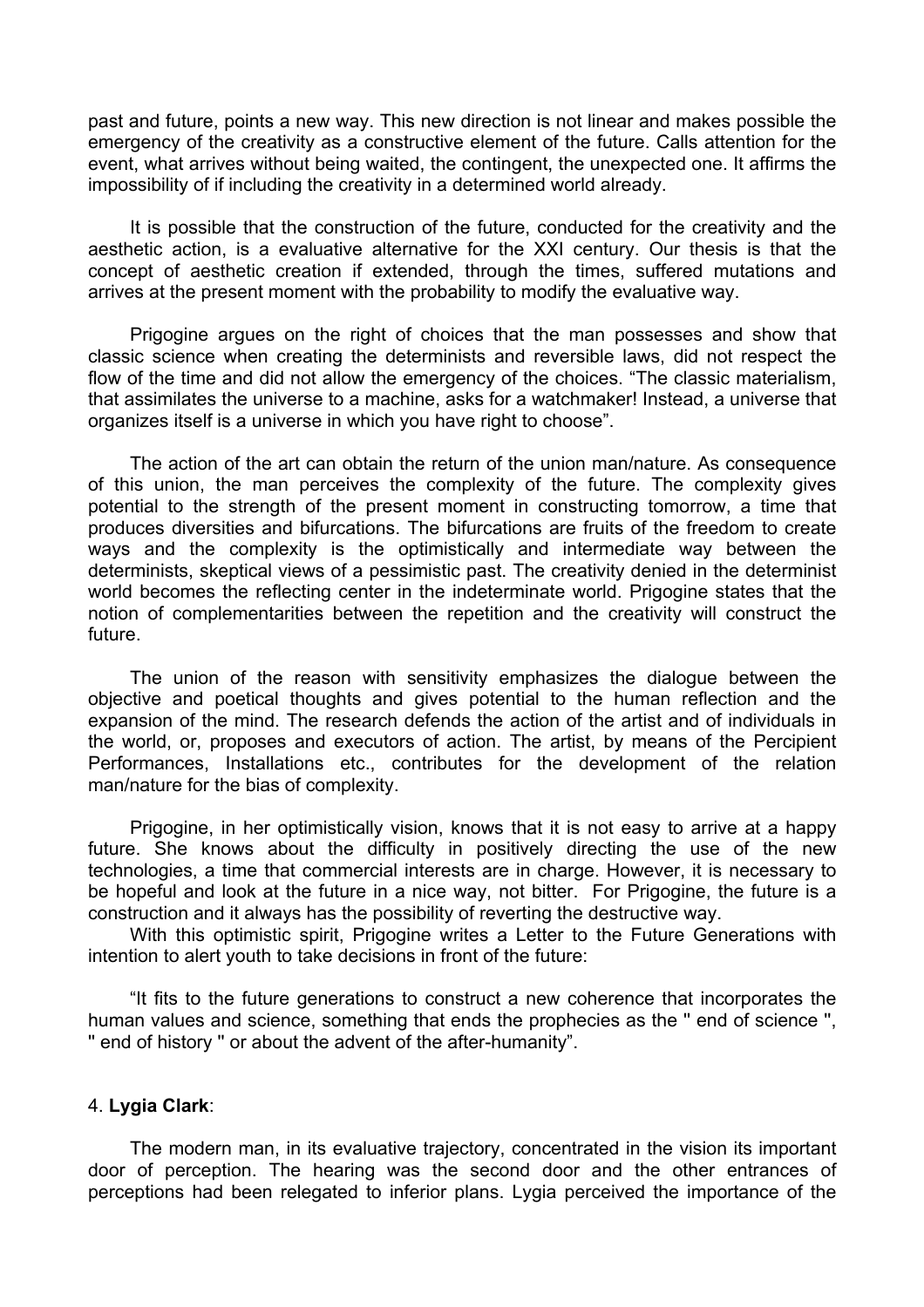past and future, points a new way. This new direction is not linear and makes possible the emergency of the creativity as a constructive element of the future. Calls attention for the event, what arrives without being waited, the contingent, the unexpected one. It affirms the impossibility of if including the creativity in a determined world already.

It is possible that the construction of the future, conducted for the creativity and the aesthetic action, is a evaluative alternative for the XXI century. Our thesis is that the concept of aesthetic creation if extended, through the times, suffered mutations and arrives at the present moment with the probability to modify the evaluative way.

Prigogine argues on the right of choices that the man possesses and show that classic science when creating the determinists and reversible laws, did not respect the flow of the time and did not allow the emergency of the choices. "The classic materialism, that assimilates the universe to a machine, asks for a watchmaker! Instead, a universe that organizes itself is a universe in which you have right to choose".

The action of the art can obtain the return of the union man/nature. As consequence of this union, the man perceives the complexity of the future. The complexity gives potential to the strength of the present moment in constructing tomorrow, a time that produces diversities and bifurcations. The bifurcations are fruits of the freedom to create ways and the complexity is the optimistically and intermediate way between the determinists, skeptical views of a pessimistic past. The creativity denied in the determinist world becomes the reflecting center in the indeterminate world. Prigogine states that the notion of complementarities between the repetition and the creativity will construct the future.

The union of the reason with sensitivity emphasizes the dialogue between the objective and poetical thoughts and gives potential to the human reflection and the expansion of the mind. The research defends the action of the artist and of individuals in the world, or, proposes and executors of action. The artist, by means of the Percipient Performances, Installations etc., contributes for the development of the relation man/nature for the bias of complexity.

Prigogine, in her optimistically vision, knows that it is not easy to arrive at a happy future. She knows about the difficulty in positively directing the use of the new technologies, a time that commercial interests are in charge. However, it is necessary to be hopeful and look at the future in a nice way, not bitter. For Prigogine, the future is a construction and it always has the possibility of reverting the destructive way.

With this optimistic spirit, Prigogine writes a Letter to the Future Generations with intention to alert youth to take decisions in front of the future:

"It fits to the future generations to construct a new coherence that incorporates the human values and science, something that ends the prophecies as the " end of science ", " end of history " or about the advent of the after-humanity".

4. **Lygia Clark**:

The modern man, in its evaluative trajectory, concentrated in the vision its important door of perception. The hearing was the second door and the other entrances of perceptions had been relegated to inferior plans. Lygia perceived the importance of the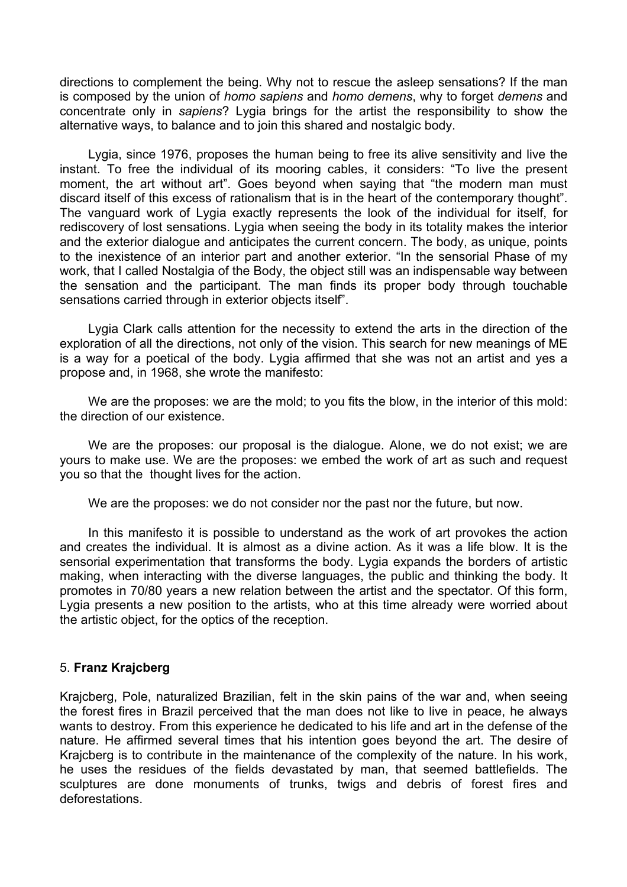directions to complement the being. Why not to rescue the asleep sensations? If the man is composed by the union of *homo sapiens* and *homo demens*, why to forget *demens* and concentrate only in *sapiens*? Lygia brings for the artist the responsibility to show the alternative ways, to balance and to join this shared and nostalgic body.

Lygia, since 1976, proposes the human being to free its alive sensitivity and live the instant. To free the individual of its mooring cables, it considers: "To live the present moment, the art without art". Goes beyond when saying that "the modern man must discard itself of this excess of rationalism that is in the heart of the contemporary thought". The vanguard work of Lygia exactly represents the look of the individual for itself, for rediscovery of lost sensations. Lygia when seeing the body in its totality makes the interior and the exterior dialogue and anticipates the current concern. The body, as unique, points to the inexistence of an interior part and another exterior. "In the sensorial Phase of my work, that I called Nostalgia of the Body, the object still was an indispensable way between the sensation and the participant. The man finds its proper body through touchable sensations carried through in exterior objects itself".

Lygia Clark calls attention for the necessity to extend the arts in the direction of the exploration of all the directions, not only of the vision. This search for new meanings of ME is a way for a poetical of the body. Lygia affirmed that she was not an artist and yes a propose and, in 1968, she wrote the manifesto:

We are the proposes: we are the mold; to you fits the blow, in the interior of this mold: the direction of our existence.

We are the proposes: our proposal is the dialogue. Alone, we do not exist; we are yours to make use. We are the proposes: we embed the work of art as such and request you so that the thought lives for the action.

We are the proposes: we do not consider nor the past nor the future, but now.

In this manifesto it is possible to understand as the work of art provokes the action and creates the individual. It is almost as a divine action. As it was a life blow. It is the sensorial experimentation that transforms the body. Lygia expands the borders of artistic making, when interacting with the diverse languages, the public and thinking the body. It promotes in 70/80 years a new relation between the artist and the spectator. Of this form, Lygia presents a new position to the artists, who at this time already were worried about the artistic object, for the optics of the reception.

## 5. **Franz Krajcberg**

Krajcberg, Pole, naturalized Brazilian, felt in the skin pains of the war and, when seeing the forest fires in Brazil perceived that the man does not like to live in peace, he always wants to destroy. From this experience he dedicated to his life and art in the defense of the nature. He affirmed several times that his intention goes beyond the art. The desire of Krajcberg is to contribute in the maintenance of the complexity of the nature. In his work, he uses the residues of the fields devastated by man, that seemed battlefields. The sculptures are done monuments of trunks, twigs and debris of forest fires and deforestations.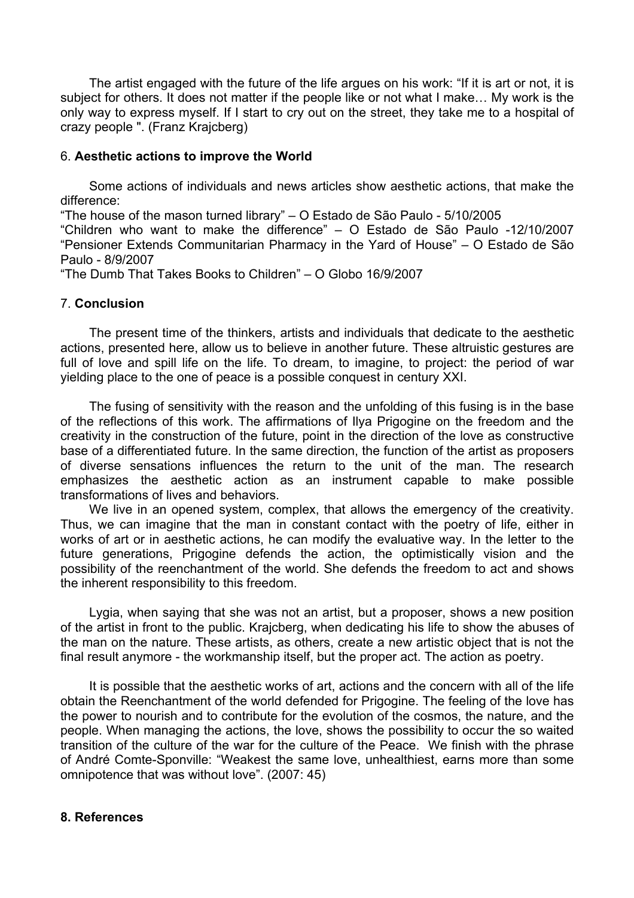The artist engaged with the future of the life argues on his work: "If it is art or not, it is subject for others. It does not matter if the people like or not what I make… My work is the only way to express myself. If I start to cry out on the street, they take me to a hospital of crazy people ". (Franz Krajcberg)

## 6. **Aesthetic actions to improve the World**

Some actions of individuals and news articles show aesthetic actions, that make the difference:

"The house of the mason turned library" – O Estado de São Paulo - 5/10/2005
"Children who want to make the difference" – O Estado de São Paulo -12/10/2007
"Pensioner Extends Communitarian Pharmacy in the Yard of House" – O Estado de São Paulo - 8/9/2007
"The Dumb That Takes Books to Children" – O Globo 16/9/2007

## 7. **Conclusion**

The present time of the thinkers, artists and individuals that dedicate to the aesthetic actions, presented here, allow us to believe in another future. These altruistic gestures are full of love and spill life on the life. To dream, to imagine, to project: the period of war yielding place to the one of peace is a possible conquest in century XXI.

The fusing of sensitivity with the reason and the unfolding of this fusing is in the base of the reflections of this work. The affirmations of Ilya Prigogine on the freedom and the creativity in the construction of the future, point in the direction of the love as constructive base of a differentiated future. In the same direction, the function of the artist as proposers of diverse sensations influences the return to the unit of the man. The research emphasizes the aesthetic action as an instrument capable to make possible transformations of lives and behaviors.

We live in an opened system, complex, that allows the emergency of the creativity. Thus, we can imagine that the man in constant contact with the poetry of life, either in works of art or in aesthetic actions, he can modify the evaluative way. In the letter to the future generations, Prigogine defends the action, the optimistically vision and the possibility of the reenchantment of the world. She defends the freedom to act and shows the inherent responsibility to this freedom.

Lygia, when saying that she was not an artist, but a proposer, shows a new position of the artist in front to the public. Krajcberg, when dedicating his life to show the abuses of the man on the nature. These artists, as others, create a new artistic object that is not the final result anymore - the workmanship itself, but the proper act. The action as poetry.

It is possible that the aesthetic works of art, actions and the concern with all of the life obtain the Reenchantment of the world defended for Prigogine. The feeling of the love has the power to nourish and to contribute for the evolution of the cosmos, the nature, and the people. When managing the actions, the love, shows the possibility to occur the so waited transition of the culture of the war for the culture of the Peace. We finish with the phrase of André Comte-Sponville: "Weakest the same love, unhealthiest, earns more than some omnipotence that was without love". (2007: 45)

## **8. References**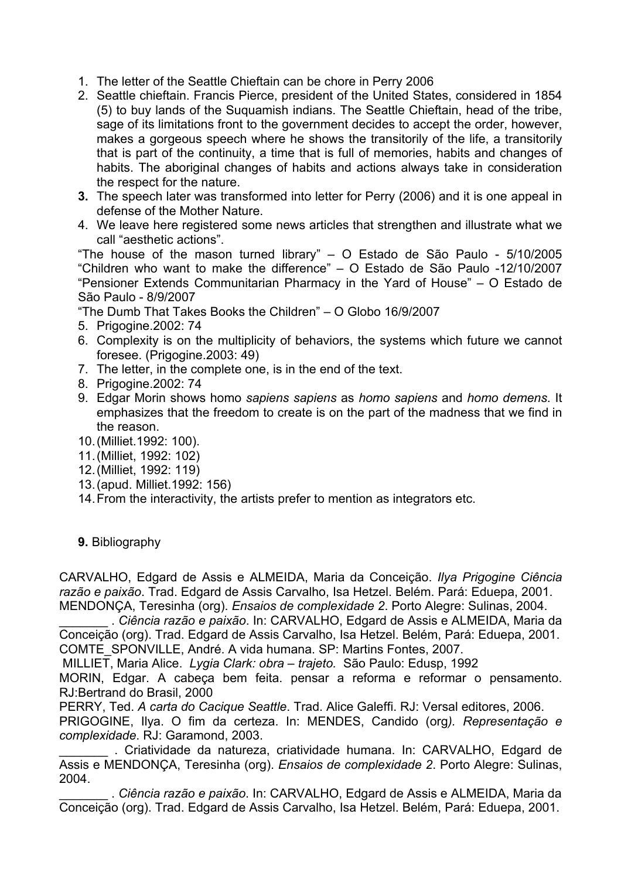1. The letter of the Seattle Chieftain can be chore in Perry 2006
2. Seattle chieftain. Francis Pierce, president of the United States, considered in 1854 (5) to buy lands of the Suquamish indians. The Seattle Chieftain, head of the tribe, sage of its limitations front to the government decides to accept the order, however, makes a gorgeous speech where he shows the transitorily of the life, a transitorily that is part of the continuity, a time that is full of memories, habits and changes of habits. The aboriginal changes of habits and actions always take in consideration the respect for the nature.
3. The speech later was transformed into letter for Perry (2006) and it is one appeal in defense of the Mother Nature.
4. We leave here registered some news articles that strengthen and illustrate what we call "aesthetic actions".

   "The house of the mason turned library" – O Estado de São Paulo - 5/10/2005 "Children who want to make the difference" – O Estado de São Paulo -12/10/2007 "Pensioner Extends Communitarian Pharmacy in the Yard of House" – O Estado de São Paulo - 8/9/2007

   "The Dumb That Takes Books the Children" – O Globo 16/9/2007
5. Prigogine.2002: 74
6. Complexity is on the multiplicity of behaviors, the systems which future we cannot foresee. (Prigogine.2003: 49)
7. The letter, in the complete one, is in the end of the text.
8. Prigogine.2002: 74
9. Edgar Morin shows homo *sapiens sapiens* as *homo sapiens* and *homo demens*. It emphasizes that the freedom to create is on the part of the madness that we find in the reason.
10. (Milliet.1992: 100).
11. (Milliet, 1992: 102)
12. (Milliet, 1992: 119)
13. (apud. Milliet.1992: 156)
14. From the interactivity, the artists prefer to mention as integrators etc.

## 9. Bibliography

CARVALHO, Edgard de Assis e ALMEIDA, Maria da Conceição. *Ilya Prigogine Ciência razão e paixão*. Trad. Edgard de Assis Carvalho, Isa Hetzel. Belém. Pará: Eduepa, 2001.
MENDONÇA, Teresinha (org). *Ensaios de complexidade 2*. Porto Alegre: Sulinas, 2004.
_______ . *Ciência razão e paixão*. In: CARVALHO, Edgard de Assis e ALMEIDA, Maria da Conceição (org). Trad. Edgard de Assis Carvalho, Isa Hetzel. Belém, Pará: Eduepa, 2001.
COMTE_SPONVILLE, André. A vida humana. SP: Martins Fontes, 2007.
MILLIET, Maria Alice. *Lygia Clark: obra – trajeto.* São Paulo: Edusp, 1992
MORIN, Edgar. A cabeça bem feita. pensar a reforma e reformar o pensamento. RJ:Bertrand do Brasil, 2000
PERRY, Ted. *A carta do Cacique Seattle*. Trad. Alice Galeffi. RJ: Versal editores, 2006.
PRIGOGINE, Ilya. O fim da certeza. In: MENDES, Candido (org*). Representação e complexidade*. RJ: Garamond, 2003.
_______ . Criatividade da natureza, criatividade humana. In: CARVALHO, Edgard de Assis e MENDONÇA, Teresinha (org). *Ensaios de complexidade 2*. Porto Alegre: Sulinas, 2004.
_______ . *Ciência razão e paixão*. In: CARVALHO, Edgard de Assis e ALMEIDA, Maria da Conceição (org). Trad. Edgard de Assis Carvalho, Isa Hetzel. Belém, Pará: Eduepa, 2001.